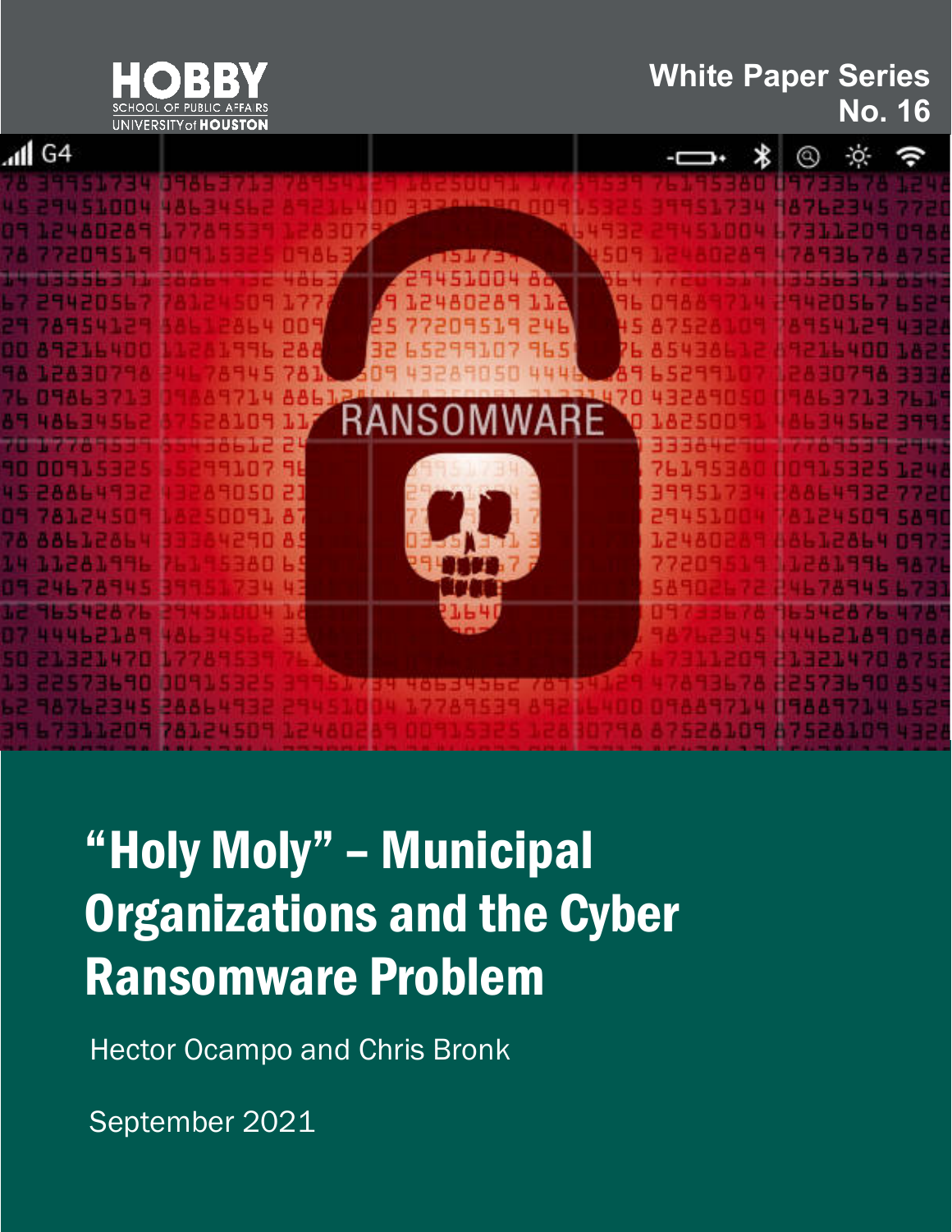HOBBY
SCHOOL OF PUBLIC AFFAIRS
UNIVERSITY of HOUSTON

White Paper Series
No. 16

# "Holy Moly" – Municipal Organizations and the Cyber Ransomware Problem

Hector Ocampo and Chris Bronk

September 2021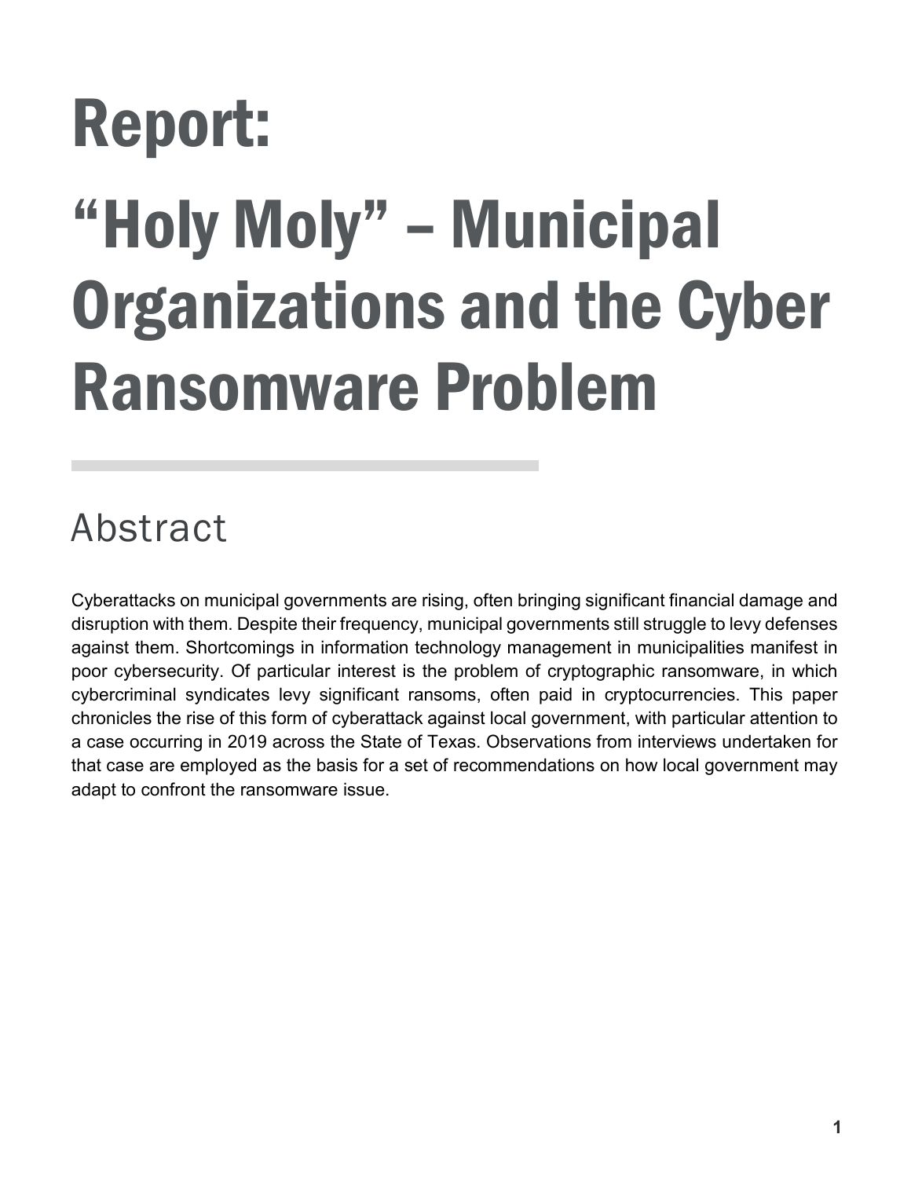# Report:

# "Holy Moly" – Municipal Organizations and the Cyber Ransomware Problem

## Abstract

Cyberattacks on municipal governments are rising, often bringing significant financial damage and disruption with them. Despite their frequency, municipal governments still struggle to levy defenses against them. Shortcomings in information technology management in municipalities manifest in poor cybersecurity. Of particular interest is the problem of cryptographic ransomware, in which cybercriminal syndicates levy significant ransoms, often paid in cryptocurrencies. This paper chronicles the rise of this form of cyberattack against local government, with particular attention to a case occurring in 2019 across the State of Texas. Observations from interviews undertaken for that case are employed as the basis for a set of recommendations on how local government may adapt to confront the ransomware issue.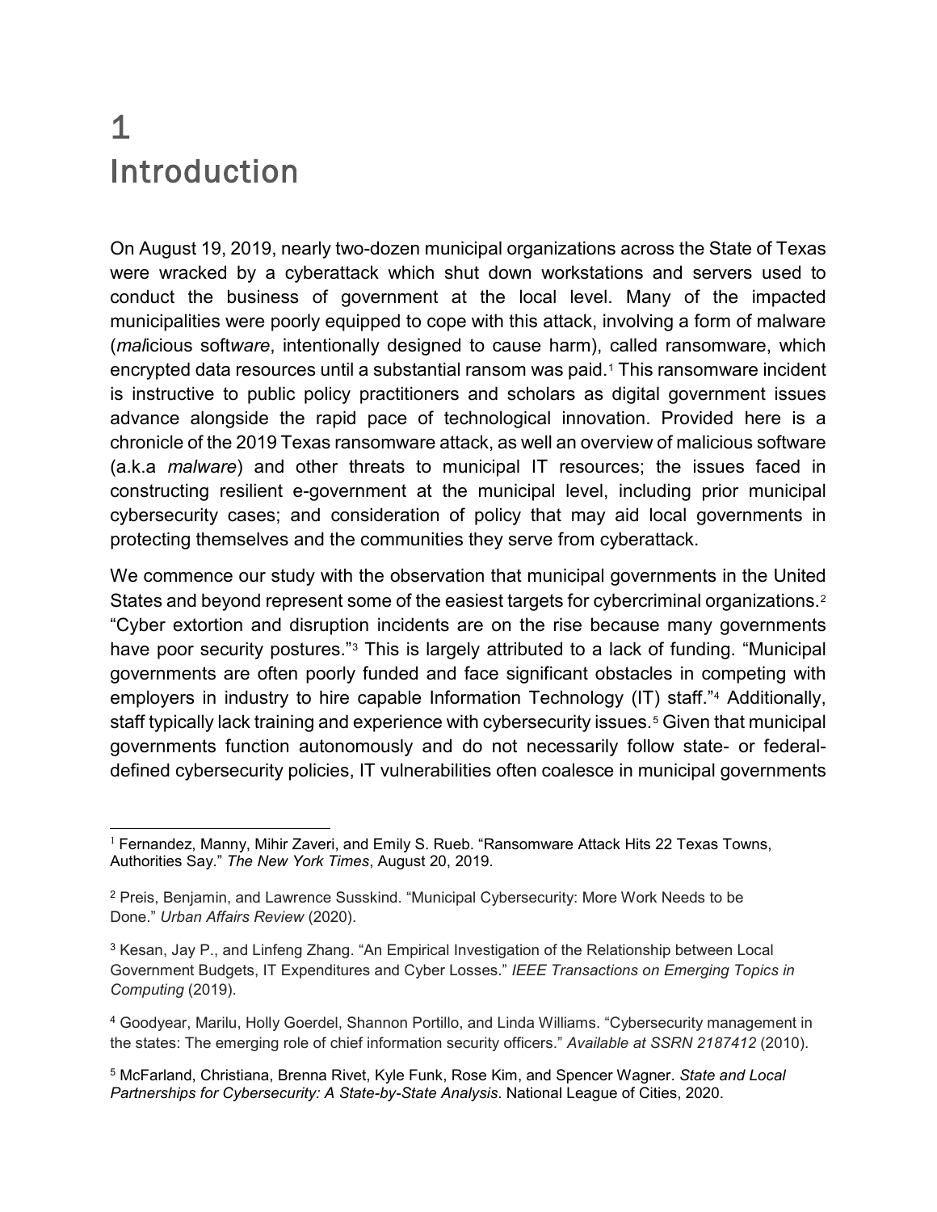# 1 Introduction

On August 19, 2019, nearly two-dozen municipal organizations across the State of Texas were wracked by a cyberattack which shut down workstations and servers used to conduct the business of government at the local level. Many of the impacted municipalities were poorly equipped to cope with this attack, involving a form of malware (*mal*icious soft*ware*, intentionally designed to cause harm), called ransomware, which encrypted data resources until a substantial ransom was paid.[1] This ransomware incident is instructive to public policy practitioners and scholars as digital government issues advance alongside the rapid pace of technological innovation. Provided here is a chronicle of the 2019 Texas ransomware attack, as well an overview of malicious software (a.k.a *malware*) and other threats to municipal IT resources; the issues faced in constructing resilient e-government at the municipal level, including prior municipal cybersecurity cases; and consideration of policy that may aid local governments in protecting themselves and the communities they serve from cyberattack.

We commence our study with the observation that municipal governments in the United States and beyond represent some of the easiest targets for cybercriminal organizations.[2] "Cyber extortion and disruption incidents are on the rise because many governments have poor security postures."[3] This is largely attributed to a lack of funding. "Municipal governments are often poorly funded and face significant obstacles in competing with employers in industry to hire capable Information Technology (IT) staff."[4] Additionally, staff typically lack training and experience with cybersecurity issues.[5] Given that municipal governments function autonomously and do not necessarily follow state- or federal-defined cybersecurity policies, IT vulnerabilities often coalesce in municipal governments

---

[1] Fernandez, Manny, Mihir Zaveri, and Emily S. Rueb. "Ransomware Attack Hits 22 Texas Towns, Authorities Say." *The New York Times*, August 20, 2019.

[2] Preis, Benjamin, and Lawrence Susskind. "Municipal Cybersecurity: More Work Needs to be Done." *Urban Affairs Review* (2020).

[3] Kesan, Jay P., and Linfeng Zhang. "An Empirical Investigation of the Relationship between Local Government Budgets, IT Expenditures and Cyber Losses." *IEEE Transactions on Emerging Topics in Computing* (2019).

[4] Goodyear, Marilu, Holly Goerdel, Shannon Portillo, and Linda Williams. "Cybersecurity management in the states: The emerging role of chief information security officers." *Available at SSRN 2187412* (2010).

[5] McFarland, Christiana, Brenna Rivet, Kyle Funk, Rose Kim, and Spencer Wagner. *State and Local Partnerships for Cybersecurity: A State-by-State Analysis*. National League of Cities, 2020.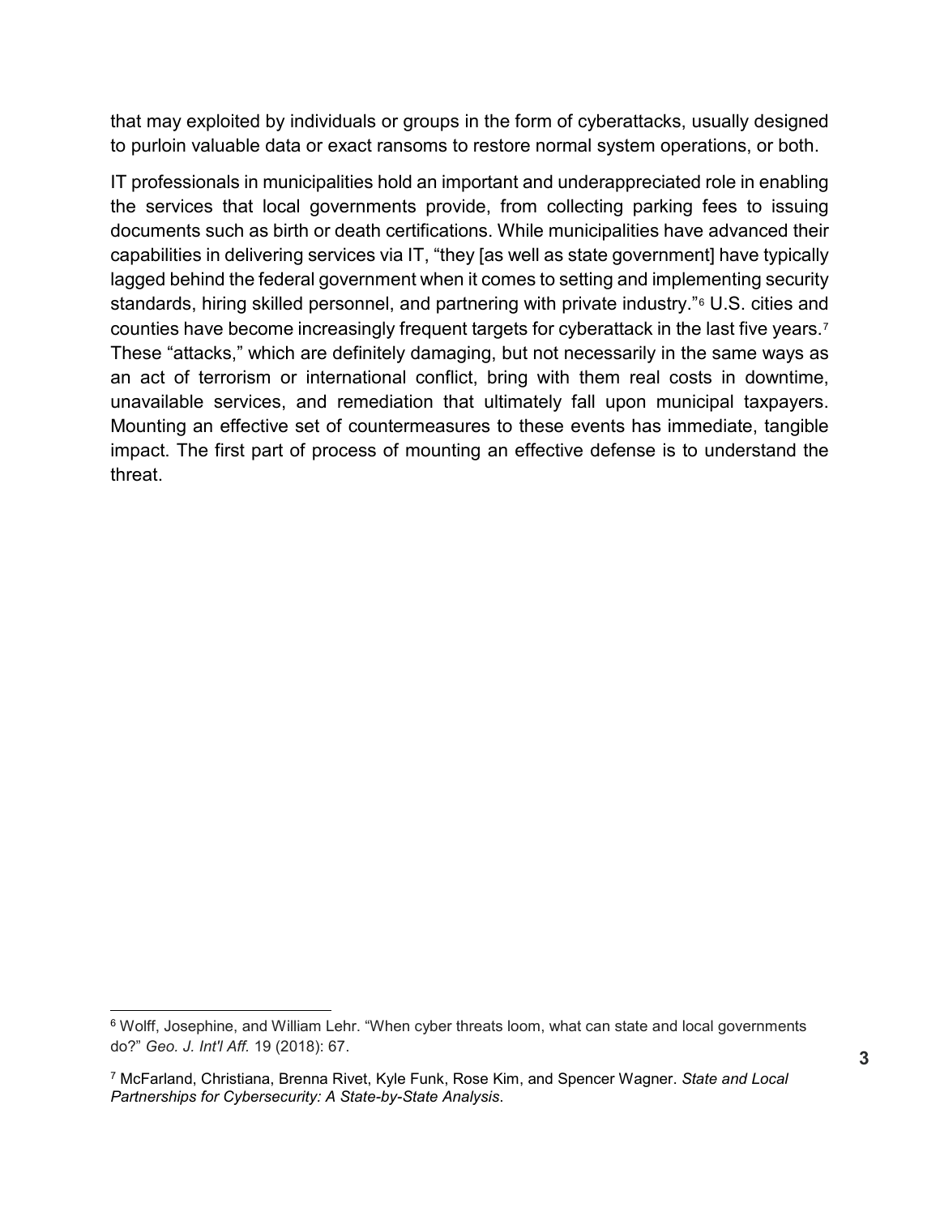that may exploited by individuals or groups in the form of cyberattacks, usually designed to purloin valuable data or exact ransoms to restore normal system operations, or both.

IT professionals in municipalities hold an important and underappreciated role in enabling the services that local governments provide, from collecting parking fees to issuing documents such as birth or death certifications. While municipalities have advanced their capabilities in delivering services via IT, "they [as well as state government] have typically lagged behind the federal government when it comes to setting and implementing security standards, hiring skilled personnel, and partnering with private industry."[6] U.S. cities and counties have become increasingly frequent targets for cyberattack in the last five years.[7] These "attacks," which are definitely damaging, but not necessarily in the same ways as an act of terrorism or international conflict, bring with them real costs in downtime, unavailable services, and remediation that ultimately fall upon municipal taxpayers. Mounting an effective set of countermeasures to these events has immediate, tangible impact. The first part of process of mounting an effective defense is to understand the threat.

---

[6] Wolff, Josephine, and William Lehr. "When cyber threats loom, what can state and local governments do?" *Geo. J. Int'l Aff.* 19 (2018): 67.

[7] McFarland, Christiana, Brenna Rivet, Kyle Funk, Rose Kim, and Spencer Wagner. *State and Local Partnerships for Cybersecurity: A State-by-State Analysis*.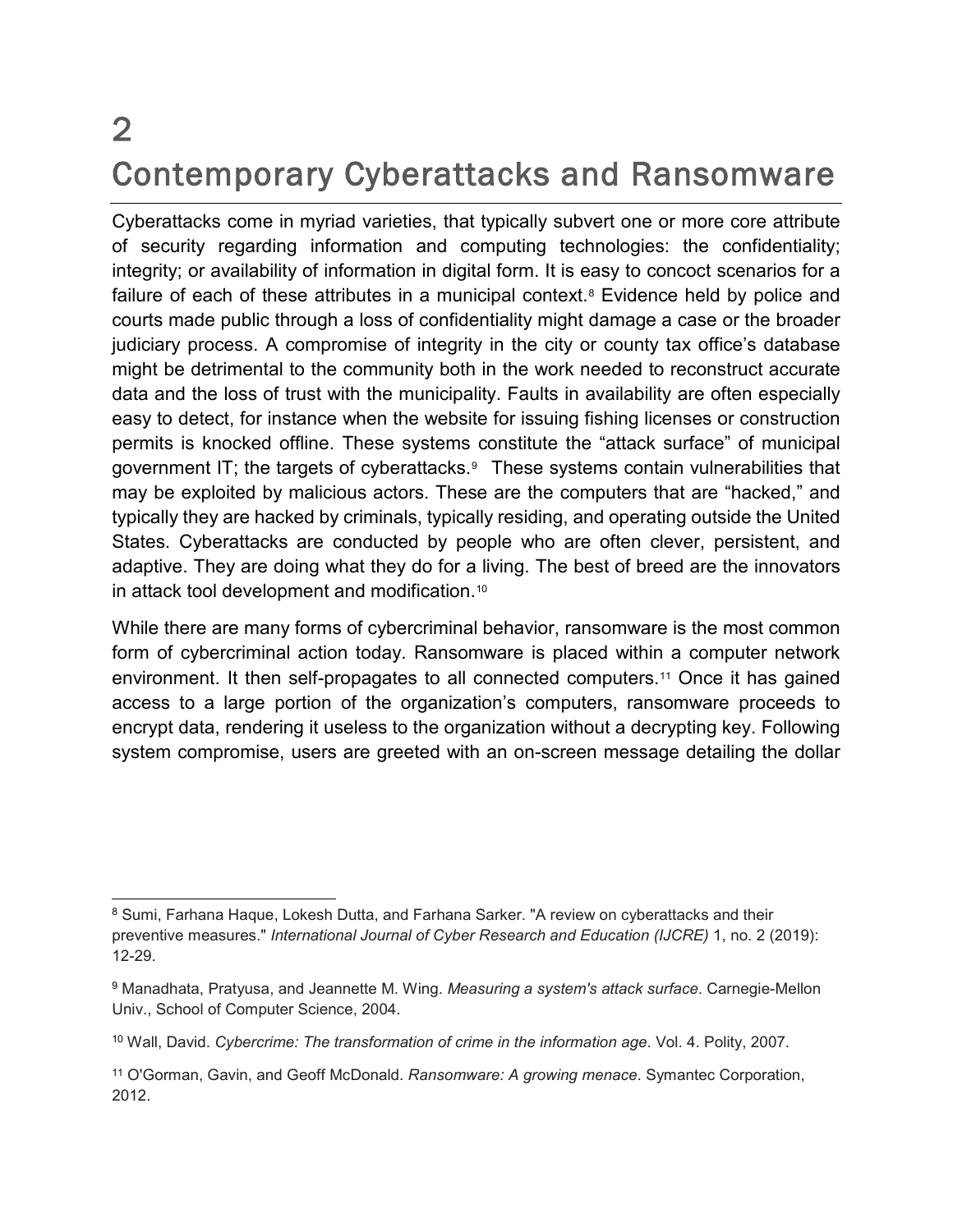# 2 Contemporary Cyberattacks and Ransomware

Cyberattacks come in myriad varieties, that typically subvert one or more core attribute of security regarding information and computing technologies: the confidentiality; integrity; or availability of information in digital form. It is easy to concoct scenarios for a failure of each of these attributes in a municipal context.[8] Evidence held by police and courts made public through a loss of confidentiality might damage a case or the broader judiciary process. A compromise of integrity in the city or county tax office's database might be detrimental to the community both in the work needed to reconstruct accurate data and the loss of trust with the municipality. Faults in availability are often especially easy to detect, for instance when the website for issuing fishing licenses or construction permits is knocked offline. These systems constitute the "attack surface" of municipal government IT; the targets of cyberattacks.[9] These systems contain vulnerabilities that may be exploited by malicious actors. These are the computers that are "hacked," and typically they are hacked by criminals, typically residing, and operating outside the United States. Cyberattacks are conducted by people who are often clever, persistent, and adaptive. They are doing what they do for a living. The best of breed are the innovators in attack tool development and modification.[10]

While there are many forms of cybercriminal behavior, ransomware is the most common form of cybercriminal action today. Ransomware is placed within a computer network environment. It then self-propagates to all connected computers.[11] Once it has gained access to a large portion of the organization's computers, ransomware proceeds to encrypt data, rendering it useless to the organization without a decrypting key. Following system compromise, users are greeted with an on-screen message detailing the dollar

---

[8] Sumi, Farhana Haque, Lokesh Dutta, and Farhana Sarker. "A review on cyberattacks and their preventive measures." *International Journal of Cyber Research and Education (IJCRE)* 1, no. 2 (2019): 12-29.

[9] Manadhata, Pratyusa, and Jeannette M. Wing. *Measuring a system's attack surface*. Carnegie-Mellon Univ., School of Computer Science, 2004.

[10] Wall, David. *Cybercrime: The transformation of crime in the information age*. Vol. 4. Polity, 2007.

[11] O'Gorman, Gavin, and Geoff McDonald. *Ransomware: A growing menace*. Symantec Corporation, 2012.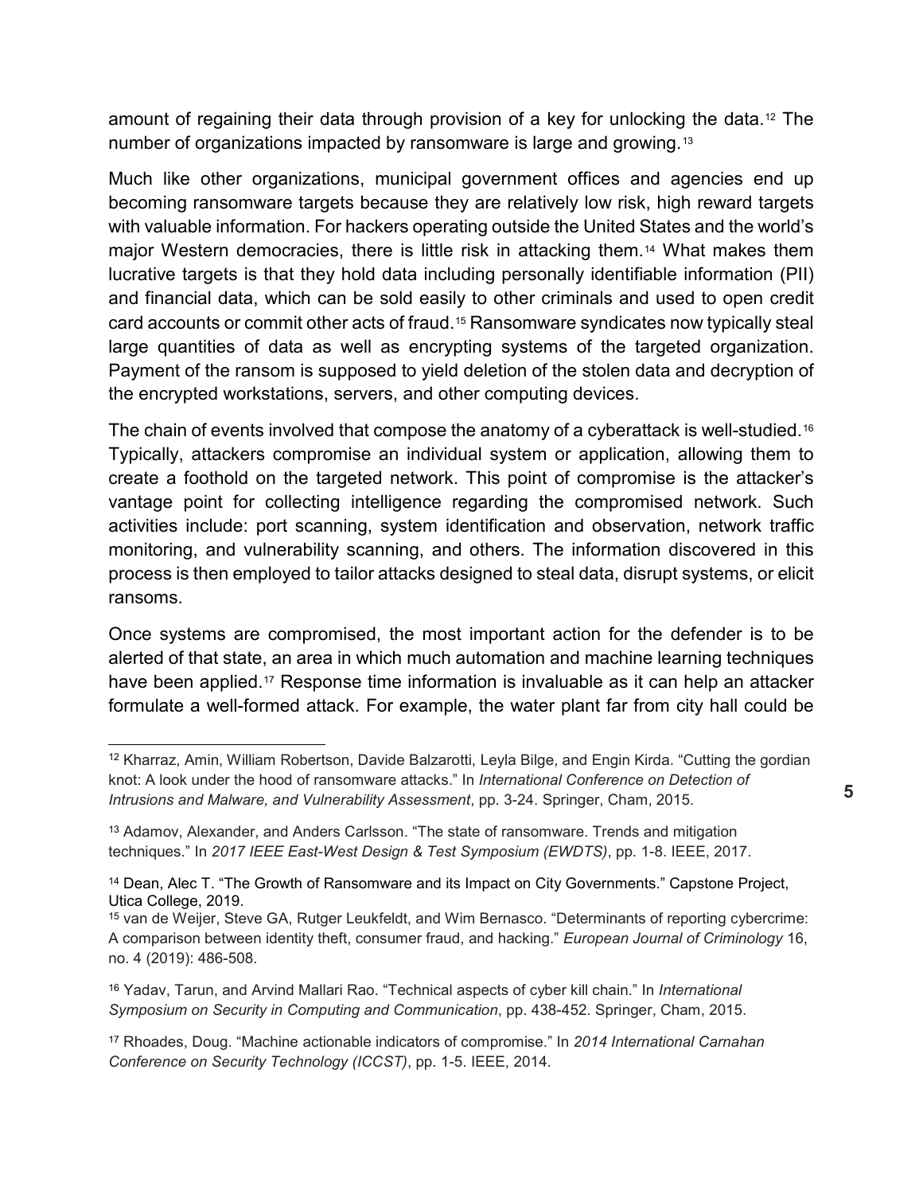amount of regaining their data through provision of a key for unlocking the data.[12] The number of organizations impacted by ransomware is large and growing.[13]

Much like other organizations, municipal government offices and agencies end up becoming ransomware targets because they are relatively low risk, high reward targets with valuable information. For hackers operating outside the United States and the world's major Western democracies, there is little risk in attacking them.[14] What makes them lucrative targets is that they hold data including personally identifiable information (PII) and financial data, which can be sold easily to other criminals and used to open credit card accounts or commit other acts of fraud.[15] Ransomware syndicates now typically steal large quantities of data as well as encrypting systems of the targeted organization. Payment of the ransom is supposed to yield deletion of the stolen data and decryption of the encrypted workstations, servers, and other computing devices.

The chain of events involved that compose the anatomy of a cyberattack is well-studied.[16] Typically, attackers compromise an individual system or application, allowing them to create a foothold on the targeted network. This point of compromise is the attacker's vantage point for collecting intelligence regarding the compromised network. Such activities include: port scanning, system identification and observation, network traffic monitoring, and vulnerability scanning, and others. The information discovered in this process is then employed to tailor attacks designed to steal data, disrupt systems, or elicit ransoms.

Once systems are compromised, the most important action for the defender is to be alerted of that state, an area in which much automation and machine learning techniques have been applied.[17] Response time information is invaluable as it can help an attacker formulate a well-formed attack. For example, the water plant far from city hall could be

---

[12] Kharraz, Amin, William Robertson, Davide Balzarotti, Leyla Bilge, and Engin Kirda. "Cutting the gordian knot: A look under the hood of ransomware attacks." In *International Conference on Detection of Intrusions and Malware, and Vulnerability Assessment*, pp. 3-24. Springer, Cham, 2015.

[13] Adamov, Alexander, and Anders Carlsson. "The state of ransomware. Trends and mitigation techniques." In *2017 IEEE East-West Design & Test Symposium (EWDTS)*, pp. 1-8. IEEE, 2017.

[14] Dean, Alec T. "The Growth of Ransomware and its Impact on City Governments." Capstone Project, Utica College, 2019.

[15] van de Weijer, Steve GA, Rutger Leukfeldt, and Wim Bernasco. "Determinants of reporting cybercrime: A comparison between identity theft, consumer fraud, and hacking." *European Journal of Criminology* 16, no. 4 (2019): 486-508.

[16] Yadav, Tarun, and Arvind Mallari Rao. "Technical aspects of cyber kill chain." In *International Symposium on Security in Computing and Communication*, pp. 438-452. Springer, Cham, 2015.

[17] Rhoades, Doug. "Machine actionable indicators of compromise." In *2014 International Carnahan Conference on Security Technology (ICCST)*, pp. 1-5. IEEE, 2014.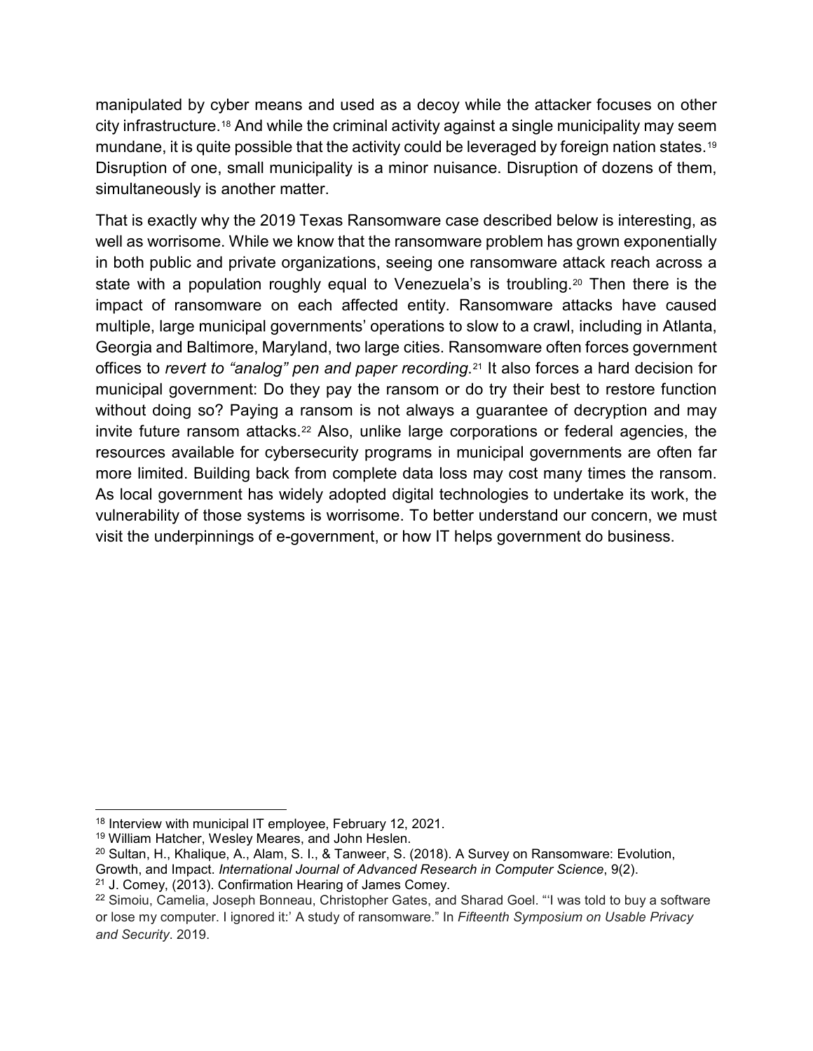manipulated by cyber means and used as a decoy while the attacker focuses on other city infrastructure.[18] And while the criminal activity against a single municipality may seem mundane, it is quite possible that the activity could be leveraged by foreign nation states.[19] Disruption of one, small municipality is a minor nuisance. Disruption of dozens of them, simultaneously is another matter.

That is exactly why the 2019 Texas Ransomware case described below is interesting, as well as worrisome. While we know that the ransomware problem has grown exponentially in both public and private organizations, seeing one ransomware attack reach across a state with a population roughly equal to Venezuela's is troubling.[20] Then there is the impact of ransomware on each affected entity. Ransomware attacks have caused multiple, large municipal governments' operations to slow to a crawl, including in Atlanta, Georgia and Baltimore, Maryland, two large cities. Ransomware often forces government offices to *revert to "analog" pen and paper recording.*[21] It also forces a hard decision for municipal government: Do they pay the ransom or do try their best to restore function without doing so? Paying a ransom is not always a guarantee of decryption and may invite future ransom attacks.[22] Also, unlike large corporations or federal agencies, the resources available for cybersecurity programs in municipal governments are often far more limited. Building back from complete data loss may cost many times the ransom. As local government has widely adopted digital technologies to undertake its work, the vulnerability of those systems is worrisome. To better understand our concern, we must visit the underpinnings of e-government, or how IT helps government do business.

---

[18] Interview with municipal IT employee, February 12, 2021.

[19] William Hatcher, Wesley Meares, and John Heslen.

[20] Sultan, H., Khalique, A., Alam, S. I., & Tanweer, S. (2018). A Survey on Ransomware: Evolution, Growth, and Impact. *International Journal of Advanced Research in Computer Science*, 9(2).

[21] J. Comey, (2013). Confirmation Hearing of James Comey.

[22] Simoiu, Camelia, Joseph Bonneau, Christopher Gates, and Sharad Goel. "'I was told to buy a software or lose my computer. I ignored it:' A study of ransomware." In *Fifteenth Symposium on Usable Privacy and Security*. 2019.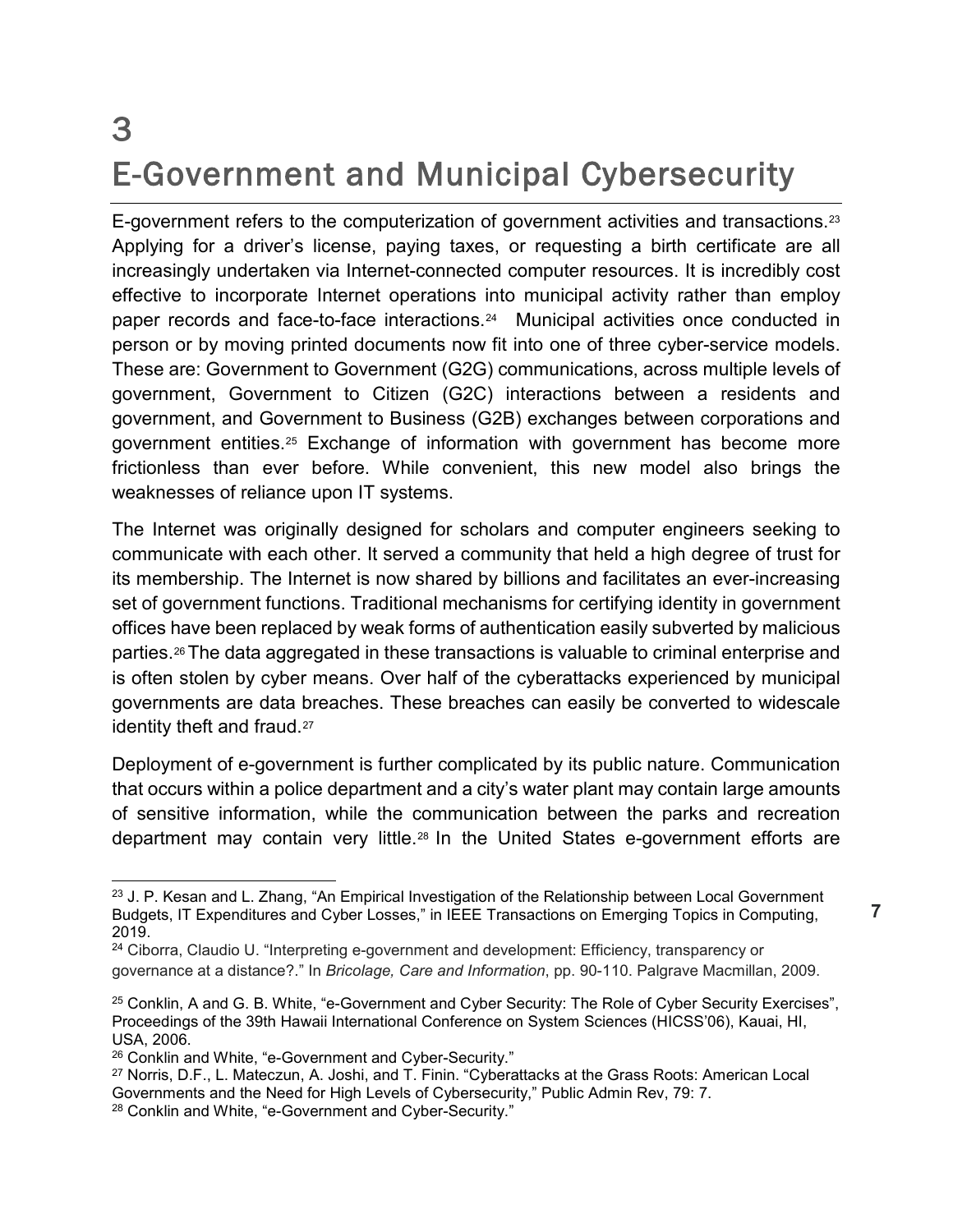# 3
# E-Government and Municipal Cybersecurity

E-government refers to the computerization of government activities and transactions.[23] Applying for a driver's license, paying taxes, or requesting a birth certificate are all increasingly undertaken via Internet-connected computer resources. It is incredibly cost effective to incorporate Internet operations into municipal activity rather than employ paper records and face-to-face interactions.[24] Municipal activities once conducted in person or by moving printed documents now fit into one of three cyber-service models. These are: Government to Government (G2G) communications, across multiple levels of government, Government to Citizen (G2C) interactions between a residents and government, and Government to Business (G2B) exchanges between corporations and government entities.[25] Exchange of information with government has become more frictionless than ever before. While convenient, this new model also brings the weaknesses of reliance upon IT systems.

The Internet was originally designed for scholars and computer engineers seeking to communicate with each other. It served a community that held a high degree of trust for its membership. The Internet is now shared by billions and facilitates an ever-increasing set of government functions. Traditional mechanisms for certifying identity in government offices have been replaced by weak forms of authentication easily subverted by malicious parties.[26] The data aggregated in these transactions is valuable to criminal enterprise and is often stolen by cyber means. Over half of the cyberattacks experienced by municipal governments are data breaches. These breaches can easily be converted to widescale identity theft and fraud.[27]

Deployment of e-government is further complicated by its public nature. Communication that occurs within a police department and a city's water plant may contain large amounts of sensitive information, while the communication between the parks and recreation department may contain very little.[28] In the United States e-government efforts are

---

[23] J. P. Kesan and L. Zhang, "An Empirical Investigation of the Relationship between Local Government Budgets, IT Expenditures and Cyber Losses," in IEEE Transactions on Emerging Topics in Computing, 2019.

[24] Ciborra, Claudio U. "Interpreting e-government and development: Efficiency, transparency or governance at a distance?." In *Bricolage, Care and Information*, pp. 90-110. Palgrave Macmillan, 2009.

[25] Conklin, A and G. B. White, "e-Government and Cyber Security: The Role of Cyber Security Exercises", Proceedings of the 39th Hawaii International Conference on System Sciences (HICSS'06), Kauai, HI, USA, 2006.

[26] Conklin and White, "e-Government and Cyber-Security."

[27] Norris, D.F., L. Mateczun, A. Joshi, and T. Finin. "Cyberattacks at the Grass Roots: American Local Governments and the Need for High Levels of Cybersecurity," Public Admin Rev, 79: 7.

[28] Conklin and White, "e-Government and Cyber-Security."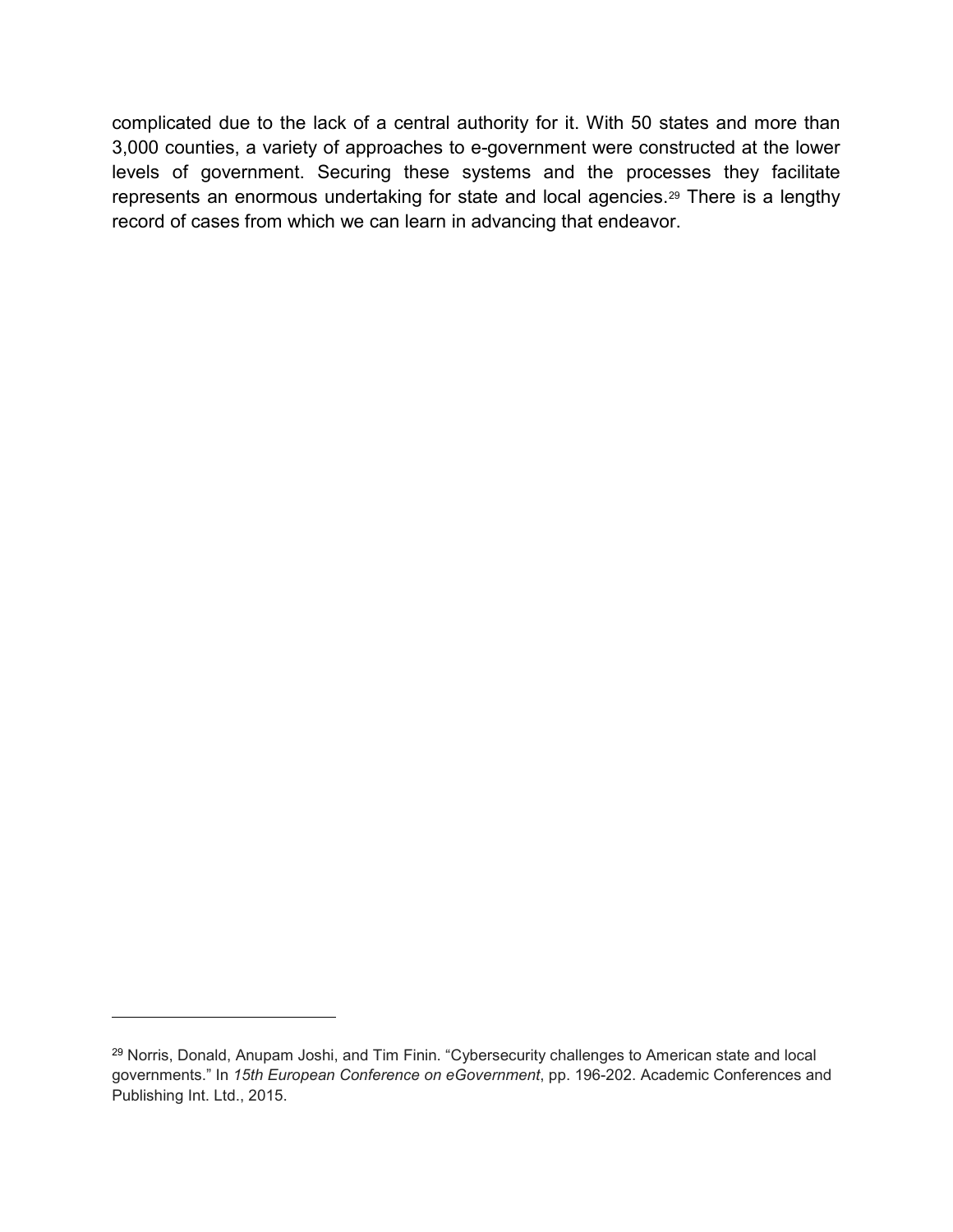complicated due to the lack of a central authority for it. With 50 states and more than 3,000 counties, a variety of approaches to e-government were constructed at the lower levels of government. Securing these systems and the processes they facilitate represents an enormous undertaking for state and local agencies.[29] There is a lengthy record of cases from which we can learn in advancing that endeavor.

---

[29] Norris, Donald, Anupam Joshi, and Tim Finin. "Cybersecurity challenges to American state and local governments." In *15th European Conference on eGovernment*, pp. 196-202. Academic Conferences and Publishing Int. Ltd., 2015.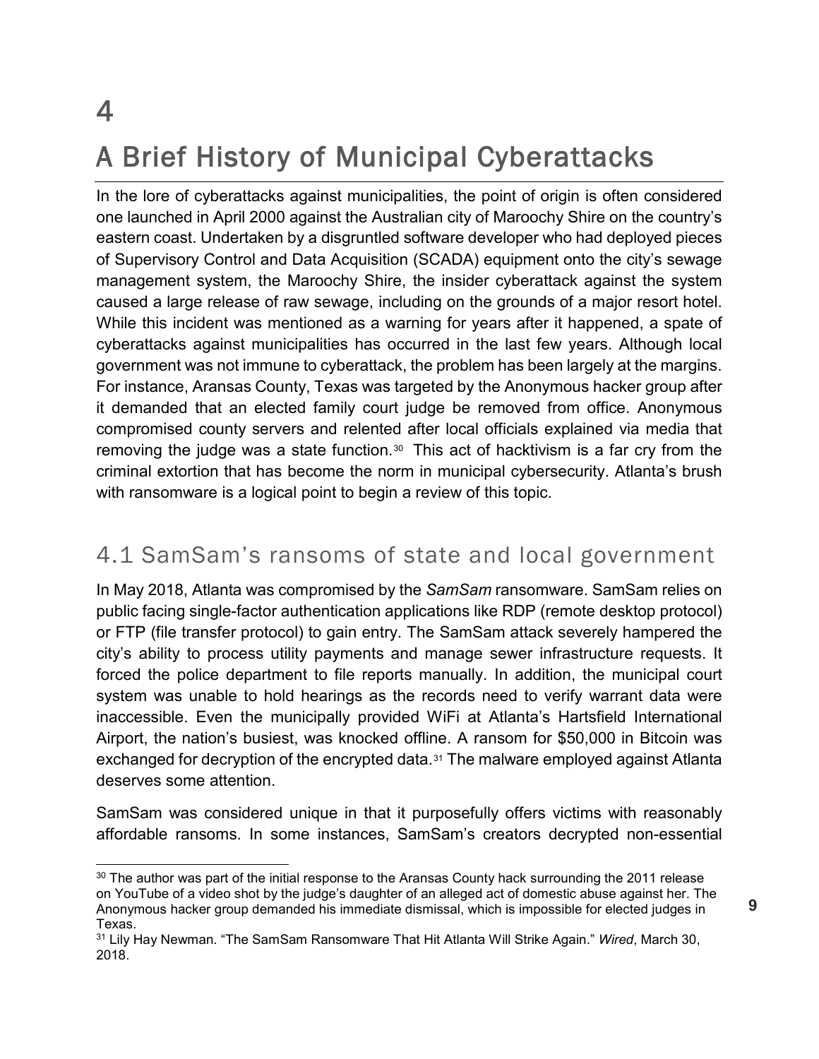# 4

# A Brief History of Municipal Cyberattacks

In the lore of cyberattacks against municipalities, the point of origin is often considered one launched in April 2000 against the Australian city of Maroochy Shire on the country's eastern coast. Undertaken by a disgruntled software developer who had deployed pieces of Supervisory Control and Data Acquisition (SCADA) equipment onto the city's sewage management system, the Maroochy Shire, the insider cyberattack against the system caused a large release of raw sewage, including on the grounds of a major resort hotel. While this incident was mentioned as a warning for years after it happened, a spate of cyberattacks against municipalities has occurred in the last few years. Although local government was not immune to cyberattack, the problem has been largely at the margins. For instance, Aransas County, Texas was targeted by the Anonymous hacker group after it demanded that an elected family court judge be removed from office. Anonymous compromised county servers and relented after local officials explained via media that removing the judge was a state function.[30] This act of hacktivism is a far cry from the criminal extortion that has become the norm in municipal cybersecurity. Atlanta's brush with ransomware is a logical point to begin a review of this topic.

## 4.1 SamSam's ransoms of state and local government

In May 2018, Atlanta was compromised by the *SamSam* ransomware. SamSam relies on public facing single-factor authentication applications like RDP (remote desktop protocol) or FTP (file transfer protocol) to gain entry. The SamSam attack severely hampered the city's ability to process utility payments and manage sewer infrastructure requests. It forced the police department to file reports manually. In addition, the municipal court system was unable to hold hearings as the records need to verify warrant data were inaccessible. Even the municipally provided WiFi at Atlanta's Hartsfield International Airport, the nation's busiest, was knocked offline. A ransom for $50,000 in Bitcoin was exchanged for decryption of the encrypted data.[31] The malware employed against Atlanta deserves some attention.

SamSam was considered unique in that it purposefully offers victims with reasonably affordable ransoms. In some instances, SamSam's creators decrypted non-essential

---

[30] The author was part of the initial response to the Aransas County hack surrounding the 2011 release on YouTube of a video shot by the judge's daughter of an alleged act of domestic abuse against her. The Anonymous hacker group demanded his immediate dismissal, which is impossible for elected judges in Texas.

[31] Lily Hay Newman. "The SamSam Ransomware That Hit Atlanta Will Strike Again." *Wired*, March 30, 2018.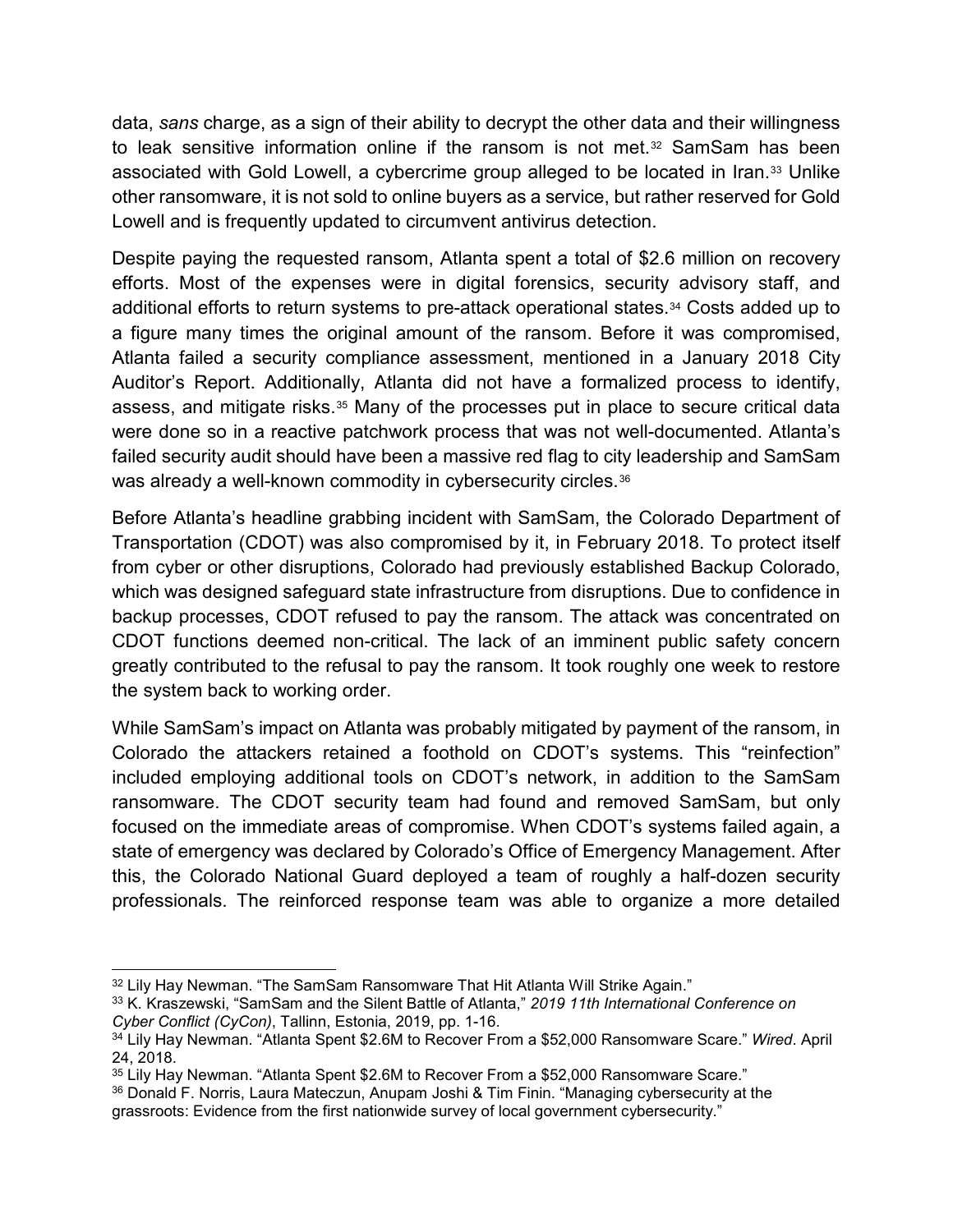data, *sans* charge, as a sign of their ability to decrypt the other data and their willingness to leak sensitive information online if the ransom is not met.[32] SamSam has been associated with Gold Lowell, a cybercrime group alleged to be located in Iran.[33] Unlike other ransomware, it is not sold to online buyers as a service, but rather reserved for Gold Lowell and is frequently updated to circumvent antivirus detection.

Despite paying the requested ransom, Atlanta spent a total of $2.6 million on recovery efforts. Most of the expenses were in digital forensics, security advisory staff, and additional efforts to return systems to pre-attack operational states.[34] Costs added up to a figure many times the original amount of the ransom. Before it was compromised, Atlanta failed a security compliance assessment, mentioned in a January 2018 City Auditor's Report. Additionally, Atlanta did not have a formalized process to identify, assess, and mitigate risks.[35] Many of the processes put in place to secure critical data were done so in a reactive patchwork process that was not well-documented. Atlanta's failed security audit should have been a massive red flag to city leadership and SamSam was already a well-known commodity in cybersecurity circles.[36]

Before Atlanta's headline grabbing incident with SamSam, the Colorado Department of Transportation (CDOT) was also compromised by it, in February 2018. To protect itself from cyber or other disruptions, Colorado had previously established Backup Colorado, which was designed safeguard state infrastructure from disruptions. Due to confidence in backup processes, CDOT refused to pay the ransom. The attack was concentrated on CDOT functions deemed non-critical. The lack of an imminent public safety concern greatly contributed to the refusal to pay the ransom. It took roughly one week to restore the system back to working order.

While SamSam's impact on Atlanta was probably mitigated by payment of the ransom, in Colorado the attackers retained a foothold on CDOT's systems. This "reinfection" included employing additional tools on CDOT's network, in addition to the SamSam ransomware. The CDOT security team had found and removed SamSam, but only focused on the immediate areas of compromise. When CDOT's systems failed again, a state of emergency was declared by Colorado's Office of Emergency Management. After this, the Colorado National Guard deployed a team of roughly a half-dozen security professionals. The reinforced response team was able to organize a more detailed

[32] Lily Hay Newman. "The SamSam Ransomware That Hit Atlanta Will Strike Again."

[33] K. Kraszewski, "SamSam and the Silent Battle of Atlanta," *2019 11th International Conference on Cyber Conflict (CyCon)*, Tallinn, Estonia, 2019, pp. 1-16.

[34] Lily Hay Newman. "Atlanta Spent $2.6M to Recover From a $52,000 Ransomware Scare." *Wired*. April 24, 2018.

[35] Lily Hay Newman. "Atlanta Spent $2.6M to Recover From a $52,000 Ransomware Scare."

[36] Donald F. Norris, Laura Mateczun, Anupam Joshi & Tim Finin. "Managing cybersecurity at the grassroots: Evidence from the first nationwide survey of local government cybersecurity."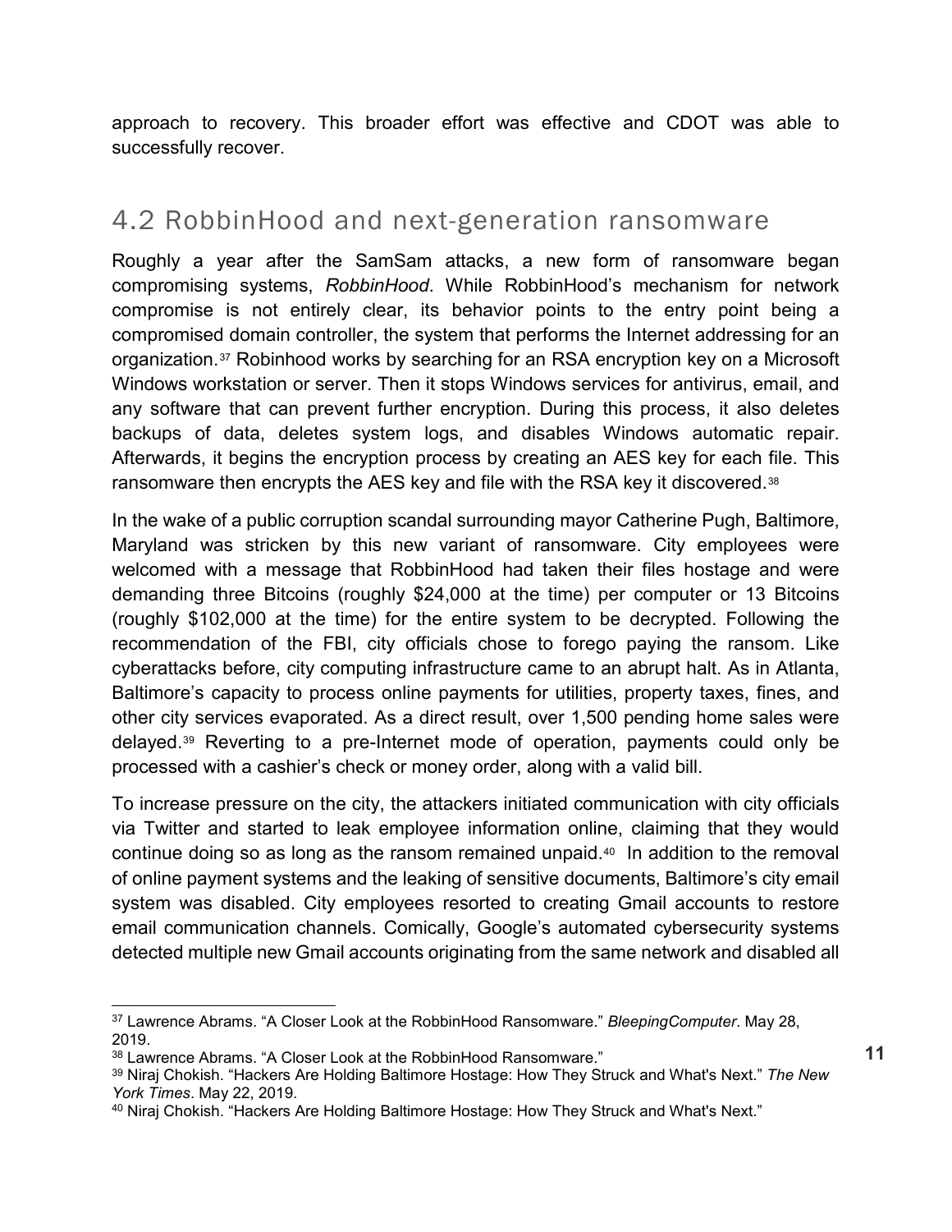approach to recovery. This broader effort was effective and CDOT was able to successfully recover.

## 4.2 RobbinHood and next-generation ransomware

Roughly a year after the SamSam attacks, a new form of ransomware began compromising systems, *RobbinHood*. While RobbinHood's mechanism for network compromise is not entirely clear, its behavior points to the entry point being a compromised domain controller, the system that performs the Internet addressing for an organization.[37] Robinhood works by searching for an RSA encryption key on a Microsoft Windows workstation or server. Then it stops Windows services for antivirus, email, and any software that can prevent further encryption. During this process, it also deletes backups of data, deletes system logs, and disables Windows automatic repair. Afterwards, it begins the encryption process by creating an AES key for each file. This ransomware then encrypts the AES key and file with the RSA key it discovered.[38]

In the wake of a public corruption scandal surrounding mayor Catherine Pugh, Baltimore, Maryland was stricken by this new variant of ransomware. City employees were welcomed with a message that RobbinHood had taken their files hostage and were demanding three Bitcoins (roughly $24,000 at the time) per computer or 13 Bitcoins (roughly $102,000 at the time) for the entire system to be decrypted. Following the recommendation of the FBI, city officials chose to forego paying the ransom. Like cyberattacks before, city computing infrastructure came to an abrupt halt. As in Atlanta, Baltimore's capacity to process online payments for utilities, property taxes, fines, and other city services evaporated. As a direct result, over 1,500 pending home sales were delayed.[39] Reverting to a pre-Internet mode of operation, payments could only be processed with a cashier's check or money order, along with a valid bill.

To increase pressure on the city, the attackers initiated communication with city officials via Twitter and started to leak employee information online, claiming that they would continue doing so as long as the ransom remained unpaid.[40] In addition to the removal of online payment systems and the leaking of sensitive documents, Baltimore's city email system was disabled. City employees resorted to creating Gmail accounts to restore email communication channels. Comically, Google's automated cybersecurity systems detected multiple new Gmail accounts originating from the same network and disabled all

---

[37] Lawrence Abrams. "A Closer Look at the RobbinHood Ransomware." *BleepingComputer*. May 28, 2019.

[38] Lawrence Abrams. "A Closer Look at the RobbinHood Ransomware."

[39] Niraj Chokish. "Hackers Are Holding Baltimore Hostage: How They Struck and What's Next." *The New York Times*. May 22, 2019.

[40] Niraj Chokish. "Hackers Are Holding Baltimore Hostage: How They Struck and What's Next."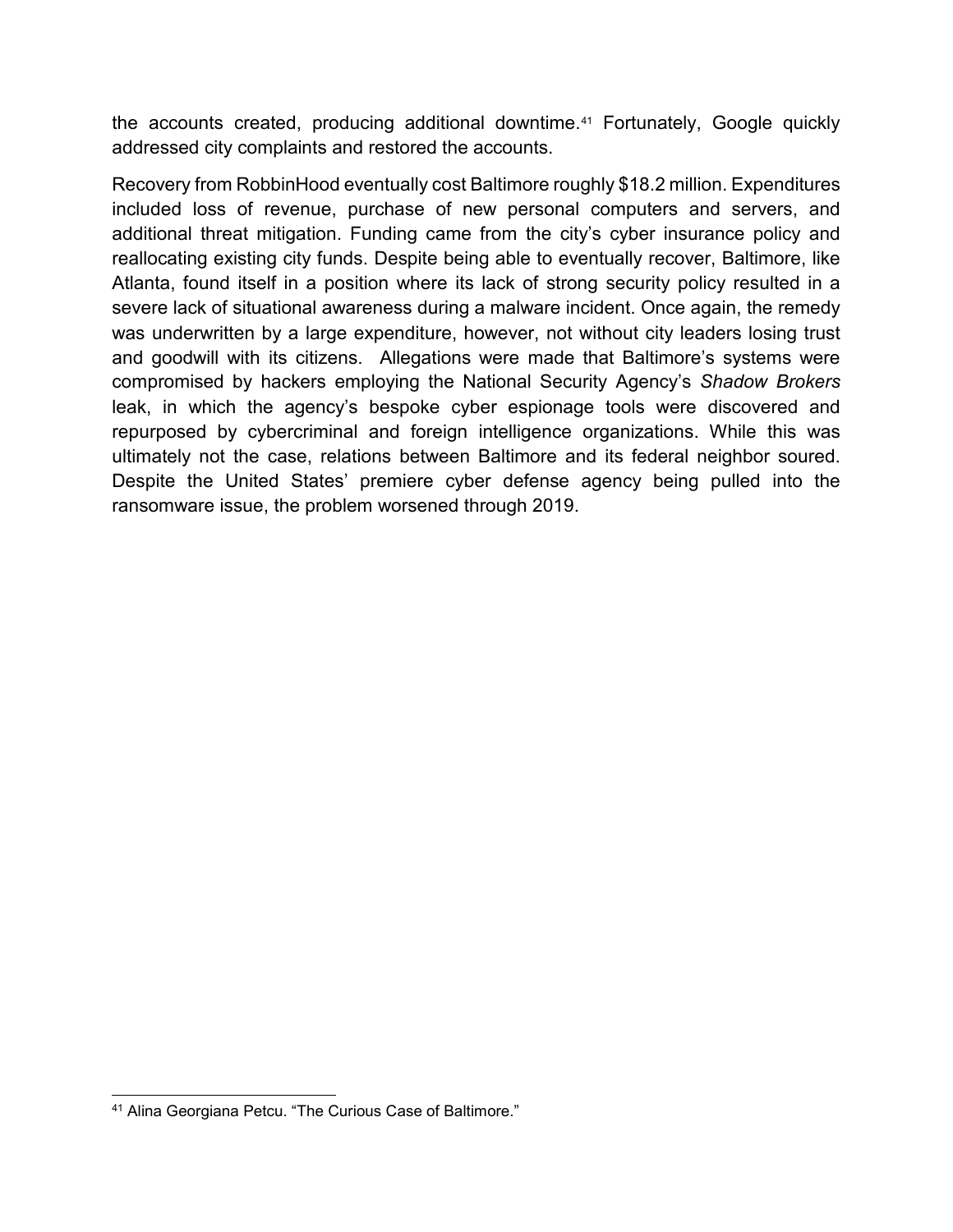the accounts created, producing additional downtime.[41] Fortunately, Google quickly addressed city complaints and restored the accounts.

Recovery from RobbinHood eventually cost Baltimore roughly $18.2 million. Expenditures included loss of revenue, purchase of new personal computers and servers, and additional threat mitigation. Funding came from the city's cyber insurance policy and reallocating existing city funds. Despite being able to eventually recover, Baltimore, like Atlanta, found itself in a position where its lack of strong security policy resulted in a severe lack of situational awareness during a malware incident. Once again, the remedy was underwritten by a large expenditure, however, not without city leaders losing trust and goodwill with its citizens.  Allegations were made that Baltimore's systems were compromised by hackers employing the National Security Agency's *Shadow Brokers* leak, in which the agency's bespoke cyber espionage tools were discovered and repurposed by cybercriminal and foreign intelligence organizations. While this was ultimately not the case, relations between Baltimore and its federal neighbor soured. Despite the United States' premiere cyber defense agency being pulled into the ransomware issue, the problem worsened through 2019.

---

[41] Alina Georgiana Petcu. "The Curious Case of Baltimore."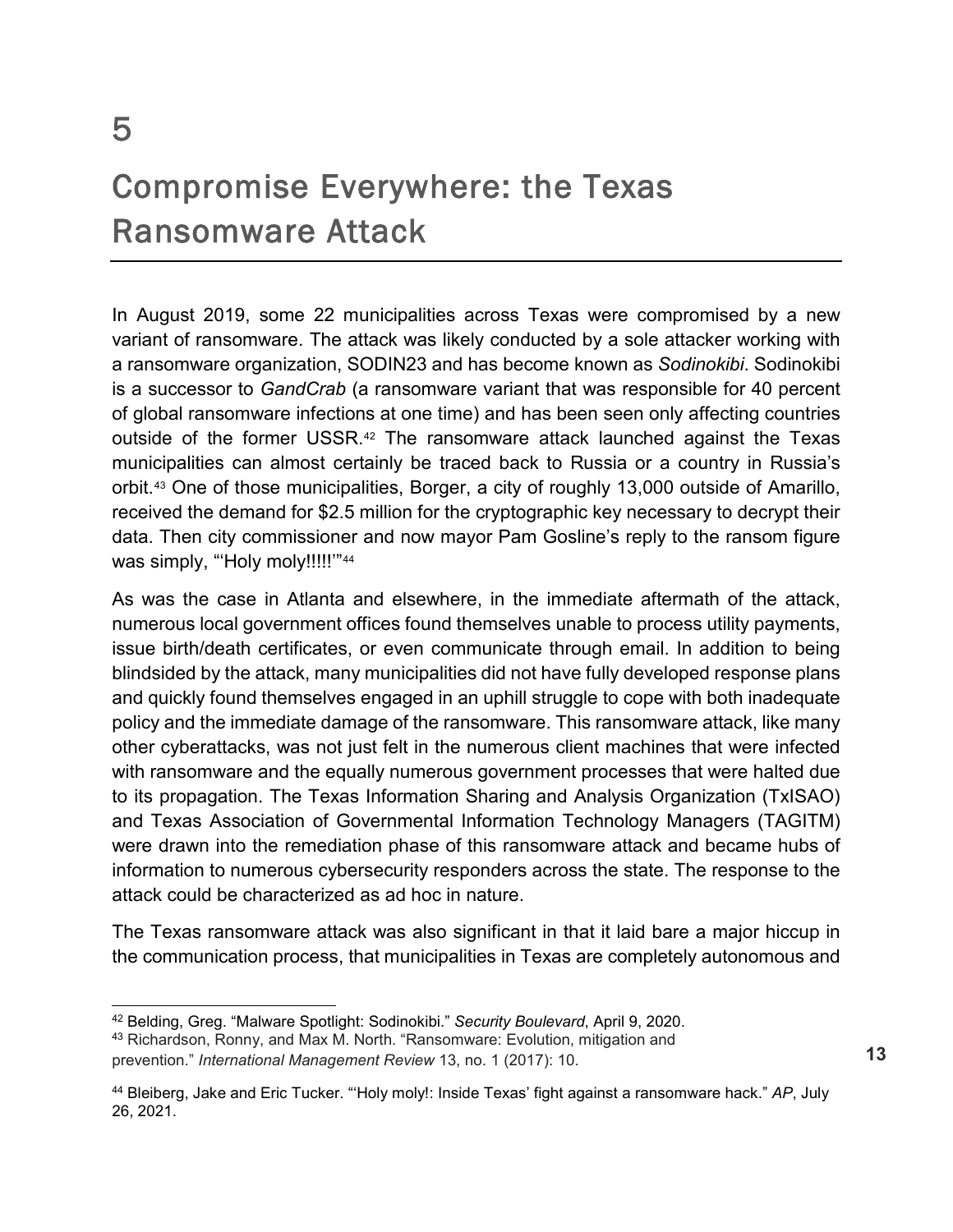# 5

# Compromise Everywhere: the Texas Ransomware Attack

In August 2019, some 22 municipalities across Texas were compromised by a new variant of ransomware. The attack was likely conducted by a sole attacker working with a ransomware organization, SODIN23 and has become known as *Sodinokibi*. Sodinokibi is a successor to *GandCrab* (a ransomware variant that was responsible for 40 percent of global ransomware infections at one time) and has been seen only affecting countries outside of the former USSR.[42] The ransomware attack launched against the Texas municipalities can almost certainly be traced back to Russia or a country in Russia's orbit.[43] One of those municipalities, Borger, a city of roughly 13,000 outside of Amarillo, received the demand for $2.5 million for the cryptographic key necessary to decrypt their data. Then city commissioner and now mayor Pam Gosline's reply to the ransom figure was simply, "'Holy moly!!!!!'"[44]

As was the case in Atlanta and elsewhere, in the immediate aftermath of the attack, numerous local government offices found themselves unable to process utility payments, issue birth/death certificates, or even communicate through email. In addition to being blindsided by the attack, many municipalities did not have fully developed response plans and quickly found themselves engaged in an uphill struggle to cope with both inadequate policy and the immediate damage of the ransomware. This ransomware attack, like many other cyberattacks, was not just felt in the numerous client machines that were infected with ransomware and the equally numerous government processes that were halted due to its propagation. The Texas Information Sharing and Analysis Organization (TxISAO) and Texas Association of Governmental Information Technology Managers (TAGITM) were drawn into the remediation phase of this ransomware attack and became hubs of information to numerous cybersecurity responders across the state. The response to the attack could be characterized as ad hoc in nature.

The Texas ransomware attack was also significant in that it laid bare a major hiccup in the communication process, that municipalities in Texas are completely autonomous and

---

[42] Belding, Greg. "Malware Spotlight: Sodinokibi." *Security Boulevard*, April 9, 2020.

[43] Richardson, Ronny, and Max M. North. "Ransomware: Evolution, mitigation and prevention." *International Management Review* 13, no. 1 (2017): 10.

[44] Bleiberg, Jake and Eric Tucker. "'Holy moly!: Inside Texas' fight against a ransomware hack." *AP*, July 26, 2021.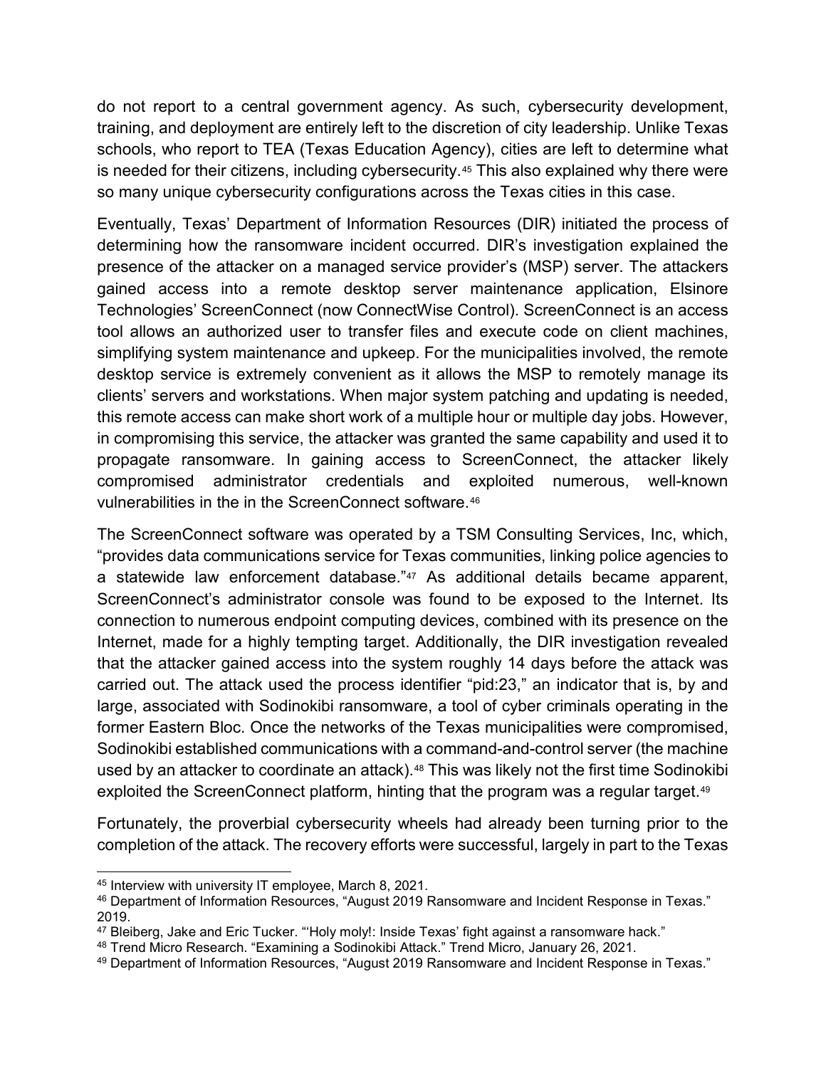do not report to a central government agency. As such, cybersecurity development, training, and deployment are entirely left to the discretion of city leadership. Unlike Texas schools, who report to TEA (Texas Education Agency), cities are left to determine what is needed for their citizens, including cybersecurity.[45] This also explained why there were so many unique cybersecurity configurations across the Texas cities in this case.

Eventually, Texas' Department of Information Resources (DIR) initiated the process of determining how the ransomware incident occurred. DIR's investigation explained the presence of the attacker on a managed service provider's (MSP) server. The attackers gained access into a remote desktop server maintenance application, Elsinore Technologies' ScreenConnect (now ConnectWise Control). ScreenConnect is an access tool allows an authorized user to transfer files and execute code on client machines, simplifying system maintenance and upkeep. For the municipalities involved, the remote desktop service is extremely convenient as it allows the MSP to remotely manage its clients' servers and workstations. When major system patching and updating is needed, this remote access can make short work of a multiple hour or multiple day jobs. However, in compromising this service, the attacker was granted the same capability and used it to propagate ransomware. In gaining access to ScreenConnect, the attacker likely compromised administrator credentials and exploited numerous, well-known vulnerabilities in the in the ScreenConnect software.[46]

The ScreenConnect software was operated by a TSM Consulting Services, Inc, which, "provides data communications service for Texas communities, linking police agencies to a statewide law enforcement database."[47] As additional details became apparent, ScreenConnect's administrator console was found to be exposed to the Internet. Its connection to numerous endpoint computing devices, combined with its presence on the Internet, made for a highly tempting target. Additionally, the DIR investigation revealed that the attacker gained access into the system roughly 14 days before the attack was carried out. The attack used the process identifier "pid:23," an indicator that is, by and large, associated with Sodinokibi ransomware, a tool of cyber criminals operating in the former Eastern Bloc. Once the networks of the Texas municipalities were compromised, Sodinokibi established communications with a command-and-control server (the machine used by an attacker to coordinate an attack).[48] This was likely not the first time Sodinokibi exploited the ScreenConnect platform, hinting that the program was a regular target.[49]

Fortunately, the proverbial cybersecurity wheels had already been turning prior to the completion of the attack. The recovery efforts were successful, largely in part to the Texas

---

[45] Interview with university IT employee, March 8, 2021.

[46] Department of Information Resources, "August 2019 Ransomware and Incident Response in Texas." 2019.

[47] Bleiberg, Jake and Eric Tucker. "'Holy moly!: Inside Texas' fight against a ransomware hack."

[48] Trend Micro Research. "Examining a Sodinokibi Attack." Trend Micro, January 26, 2021.

[49] Department of Information Resources, "August 2019 Ransomware and Incident Response in Texas."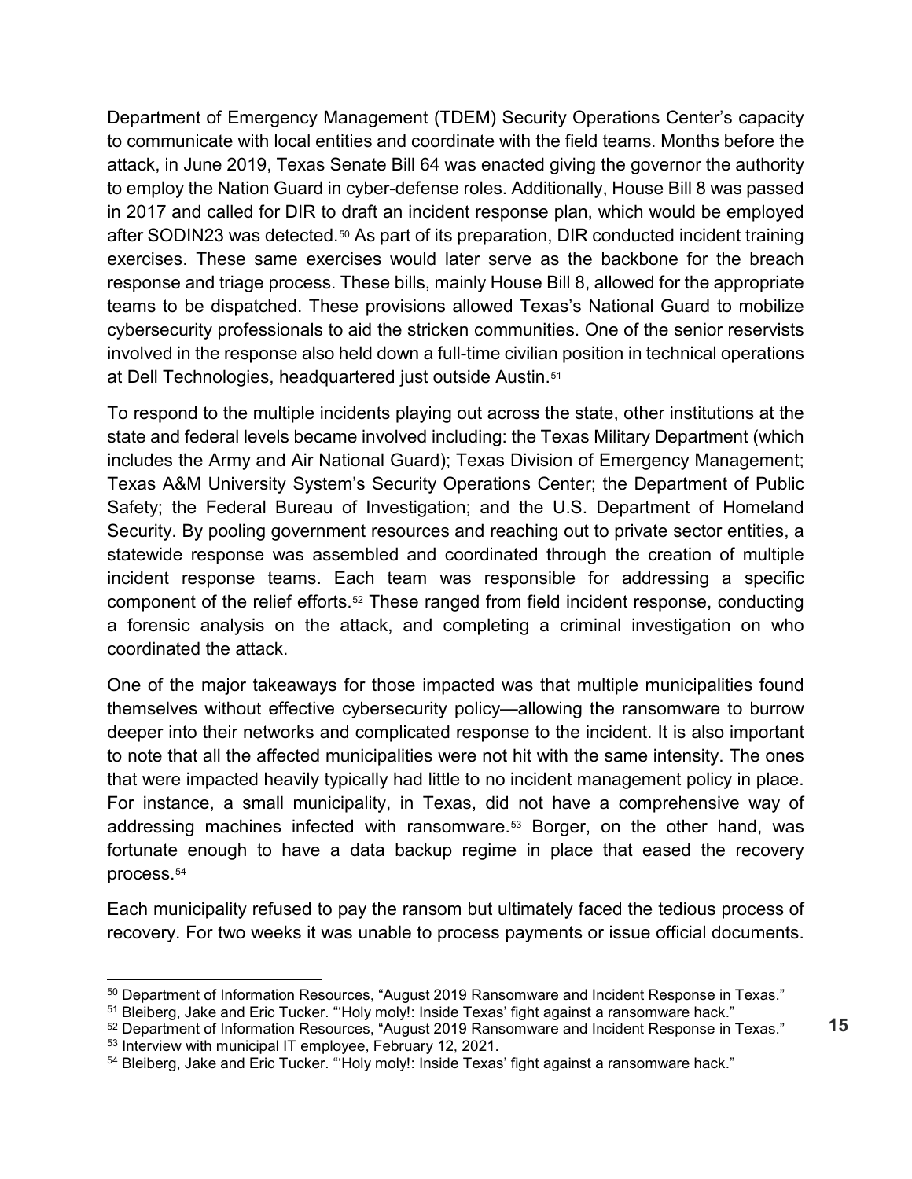Department of Emergency Management (TDEM) Security Operations Center's capacity to communicate with local entities and coordinate with the field teams. Months before the attack, in June 2019, Texas Senate Bill 64 was enacted giving the governor the authority to employ the Nation Guard in cyber-defense roles. Additionally, House Bill 8 was passed in 2017 and called for DIR to draft an incident response plan, which would be employed after SODIN23 was detected.[50] As part of its preparation, DIR conducted incident training exercises. These same exercises would later serve as the backbone for the breach response and triage process. These bills, mainly House Bill 8, allowed for the appropriate teams to be dispatched. These provisions allowed Texas's National Guard to mobilize cybersecurity professionals to aid the stricken communities. One of the senior reservists involved in the response also held down a full-time civilian position in technical operations at Dell Technologies, headquartered just outside Austin.[51]

To respond to the multiple incidents playing out across the state, other institutions at the state and federal levels became involved including: the Texas Military Department (which includes the Army and Air National Guard); Texas Division of Emergency Management; Texas A&M University System's Security Operations Center; the Department of Public Safety; the Federal Bureau of Investigation; and the U.S. Department of Homeland Security. By pooling government resources and reaching out to private sector entities, a statewide response was assembled and coordinated through the creation of multiple incident response teams. Each team was responsible for addressing a specific component of the relief efforts.[52] These ranged from field incident response, conducting a forensic analysis on the attack, and completing a criminal investigation on who coordinated the attack.

One of the major takeaways for those impacted was that multiple municipalities found themselves without effective cybersecurity policy—allowing the ransomware to burrow deeper into their networks and complicated response to the incident. It is also important to note that all the affected municipalities were not hit with the same intensity. The ones that were impacted heavily typically had little to no incident management policy in place. For instance, a small municipality, in Texas, did not have a comprehensive way of addressing machines infected with ransomware.[53] Borger, on the other hand, was fortunate enough to have a data backup regime in place that eased the recovery process.[54]

Each municipality refused to pay the ransom but ultimately faced the tedious process of recovery. For two weeks it was unable to process payments or issue official documents.

---

[50] Department of Information Resources, "August 2019 Ransomware and Incident Response in Texas."

[51] Bleiberg, Jake and Eric Tucker. "'Holy moly!: Inside Texas' fight against a ransomware hack."

[52] Department of Information Resources, "August 2019 Ransomware and Incident Response in Texas."

[53] Interview with municipal IT employee, February 12, 2021.

[54] Bleiberg, Jake and Eric Tucker. "'Holy moly!: Inside Texas' fight against a ransomware hack."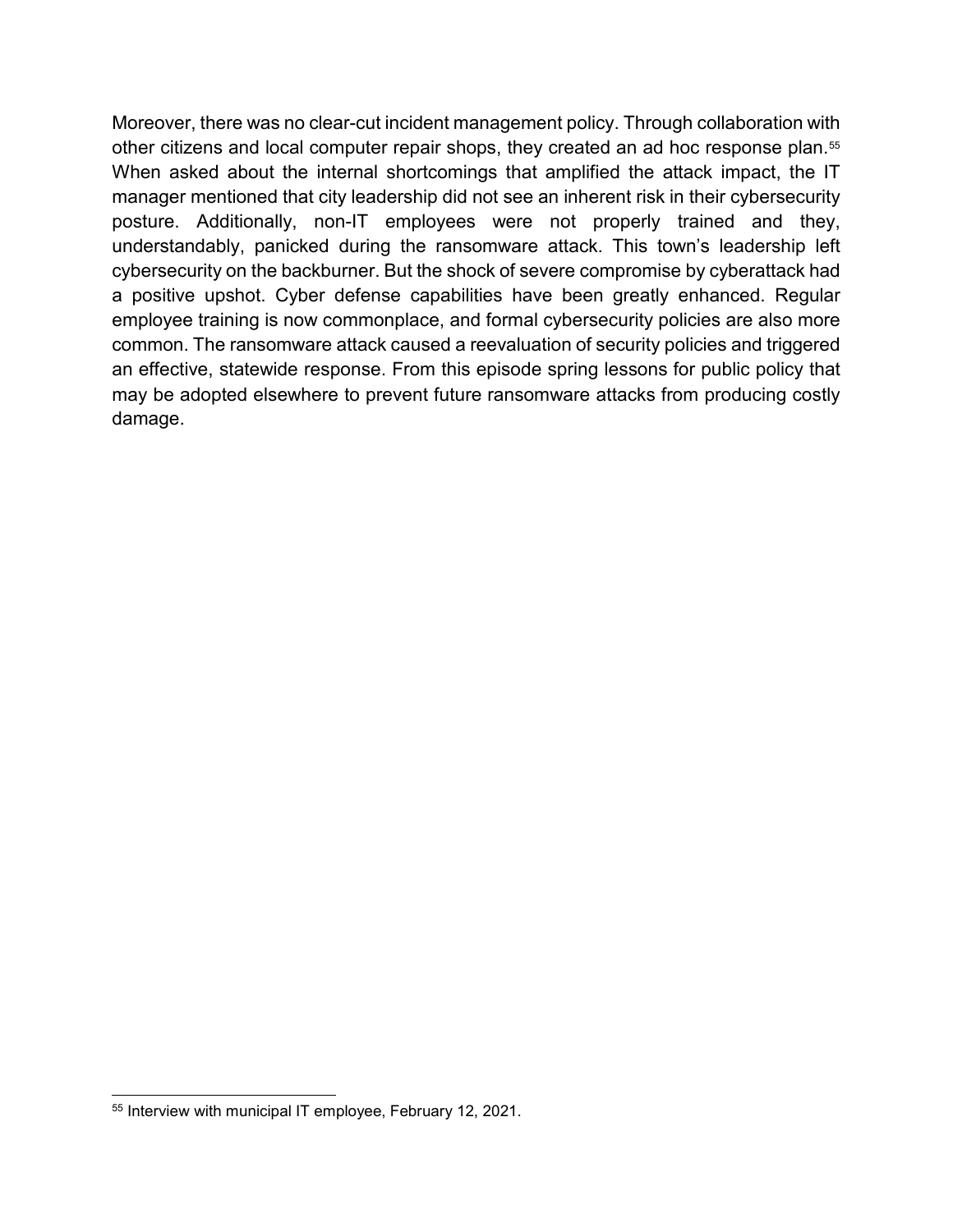Moreover, there was no clear-cut incident management policy. Through collaboration with other citizens and local computer repair shops, they created an ad hoc response plan.[55] When asked about the internal shortcomings that amplified the attack impact, the IT manager mentioned that city leadership did not see an inherent risk in their cybersecurity posture. Additionally, non-IT employees were not properly trained and they, understandably, panicked during the ransomware attack. This town's leadership left cybersecurity on the backburner. But the shock of severe compromise by cyberattack had a positive upshot. Cyber defense capabilities have been greatly enhanced. Regular employee training is now commonplace, and formal cybersecurity policies are also more common. The ransomware attack caused a reevaluation of security policies and triggered an effective, statewide response. From this episode spring lessons for public policy that may be adopted elsewhere to prevent future ransomware attacks from producing costly damage.

---

[55] Interview with municipal IT employee, February 12, 2021.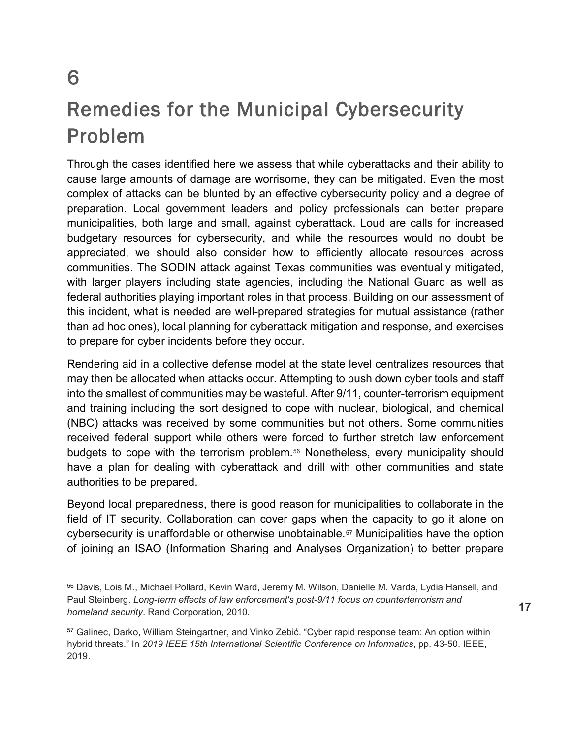# 6

# Remedies for the Municipal Cybersecurity Problem

Through the cases identified here we assess that while cyberattacks and their ability to cause large amounts of damage are worrisome, they can be mitigated. Even the most complex of attacks can be blunted by an effective cybersecurity policy and a degree of preparation. Local government leaders and policy professionals can better prepare municipalities, both large and small, against cyberattack. Loud are calls for increased budgetary resources for cybersecurity, and while the resources would no doubt be appreciated, we should also consider how to efficiently allocate resources across communities. The SODIN attack against Texas communities was eventually mitigated, with larger players including state agencies, including the National Guard as well as federal authorities playing important roles in that process. Building on our assessment of this incident, what is needed are well-prepared strategies for mutual assistance (rather than ad hoc ones), local planning for cyberattack mitigation and response, and exercises to prepare for cyber incidents before they occur.

Rendering aid in a collective defense model at the state level centralizes resources that may then be allocated when attacks occur. Attempting to push down cyber tools and staff into the smallest of communities may be wasteful. After 9/11, counter-terrorism equipment and training including the sort designed to cope with nuclear, biological, and chemical (NBC) attacks was received by some communities but not others. Some communities received federal support while others were forced to further stretch law enforcement budgets to cope with the terrorism problem.[56] Nonetheless, every municipality should have a plan for dealing with cyberattack and drill with other communities and state authorities to be prepared.

Beyond local preparedness, there is good reason for municipalities to collaborate in the field of IT security. Collaboration can cover gaps when the capacity to go it alone on cybersecurity is unaffordable or otherwise unobtainable.[57] Municipalities have the option of joining an ISAO (Information Sharing and Analyses Organization) to better prepare

---

[56] Davis, Lois M., Michael Pollard, Kevin Ward, Jeremy M. Wilson, Danielle M. Varda, Lydia Hansell, and Paul Steinberg. *Long-term effects of law enforcement's post-9/11 focus on counterterrorism and homeland security*. Rand Corporation, 2010.

[57] Galinec, Darko, William Steingartner, and Vinko Zebić. "Cyber rapid response team: An option within hybrid threats." In *2019 IEEE 15th International Scientific Conference on Informatics*, pp. 43-50. IEEE, 2019.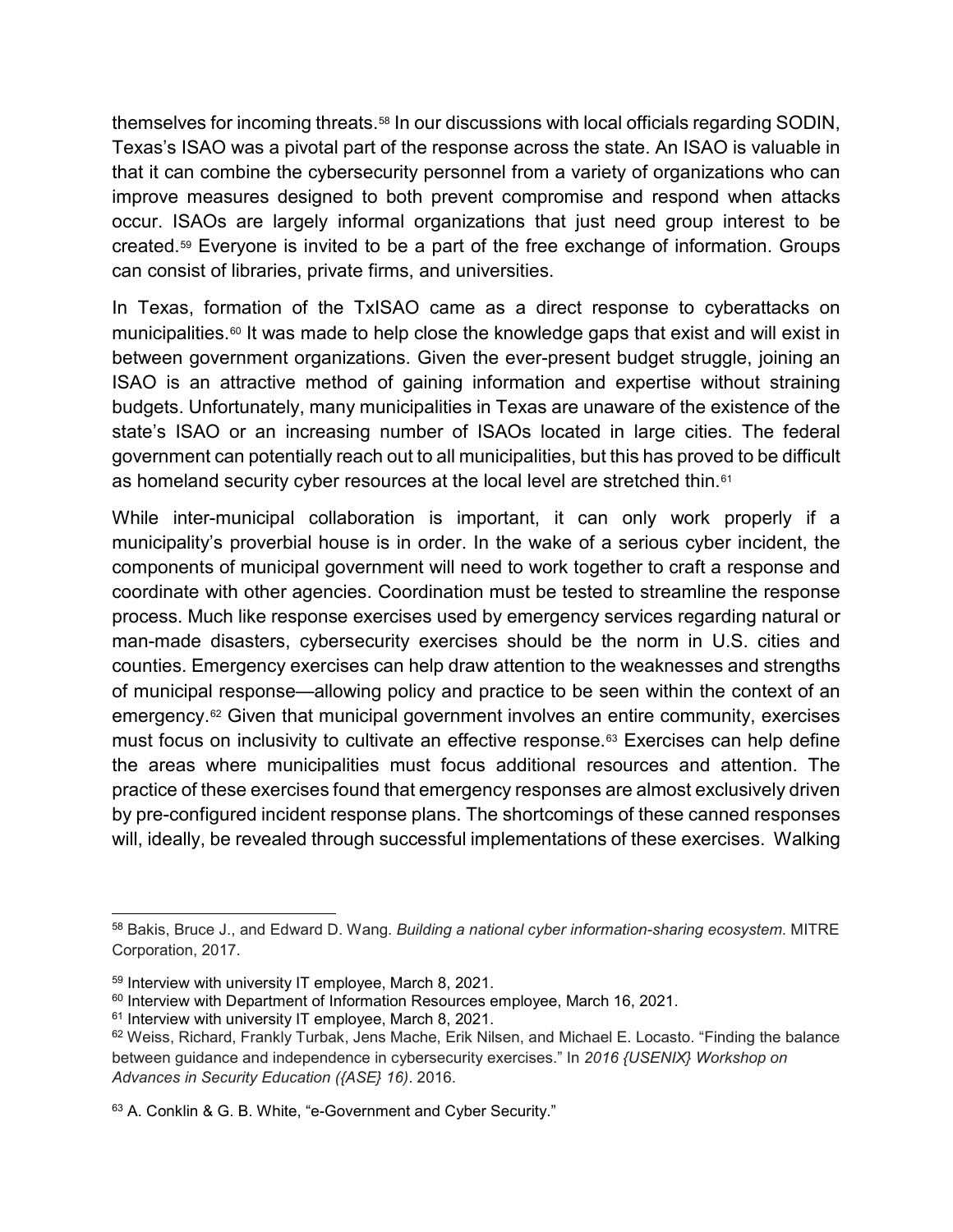themselves for incoming threats.[58] In our discussions with local officials regarding SODIN, Texas's ISAO was a pivotal part of the response across the state. An ISAO is valuable in that it can combine the cybersecurity personnel from a variety of organizations who can improve measures designed to both prevent compromise and respond when attacks occur. ISAOs are largely informal organizations that just need group interest to be created.[59] Everyone is invited to be a part of the free exchange of information. Groups can consist of libraries, private firms, and universities.

In Texas, formation of the TxISAO came as a direct response to cyberattacks on municipalities.[60] It was made to help close the knowledge gaps that exist and will exist in between government organizations. Given the ever-present budget struggle, joining an ISAO is an attractive method of gaining information and expertise without straining budgets. Unfortunately, many municipalities in Texas are unaware of the existence of the state's ISAO or an increasing number of ISAOs located in large cities. The federal government can potentially reach out to all municipalities, but this has proved to be difficult as homeland security cyber resources at the local level are stretched thin.[61]

While inter-municipal collaboration is important, it can only work properly if a municipality's proverbial house is in order. In the wake of a serious cyber incident, the components of municipal government will need to work together to craft a response and coordinate with other agencies. Coordination must be tested to streamline the response process. Much like response exercises used by emergency services regarding natural or man-made disasters, cybersecurity exercises should be the norm in U.S. cities and counties. Emergency exercises can help draw attention to the weaknesses and strengths of municipal response—allowing policy and practice to be seen within the context of an emergency.[62] Given that municipal government involves an entire community, exercises must focus on inclusivity to cultivate an effective response.[63] Exercises can help define the areas where municipalities must focus additional resources and attention. The practice of these exercises found that emergency responses are almost exclusively driven by pre-configured incident response plans. The shortcomings of these canned responses will, ideally, be revealed through successful implementations of these exercises. Walking

---

[58] Bakis, Bruce J., and Edward D. Wang. *Building a national cyber information-sharing ecosystem*. MITRE Corporation, 2017.

[59] Interview with university IT employee, March 8, 2021.

[60] Interview with Department of Information Resources employee, March 16, 2021.

[61] Interview with university IT employee, March 8, 2021.

[62] Weiss, Richard, Frankly Turbak, Jens Mache, Erik Nilsen, and Michael E. Locasto. "Finding the balance between guidance and independence in cybersecurity exercises." In *2016 {USENIX} Workshop on Advances in Security Education ({ASE} 16)*. 2016.

[63] A. Conklin & G. B. White, "e-Government and Cyber Security."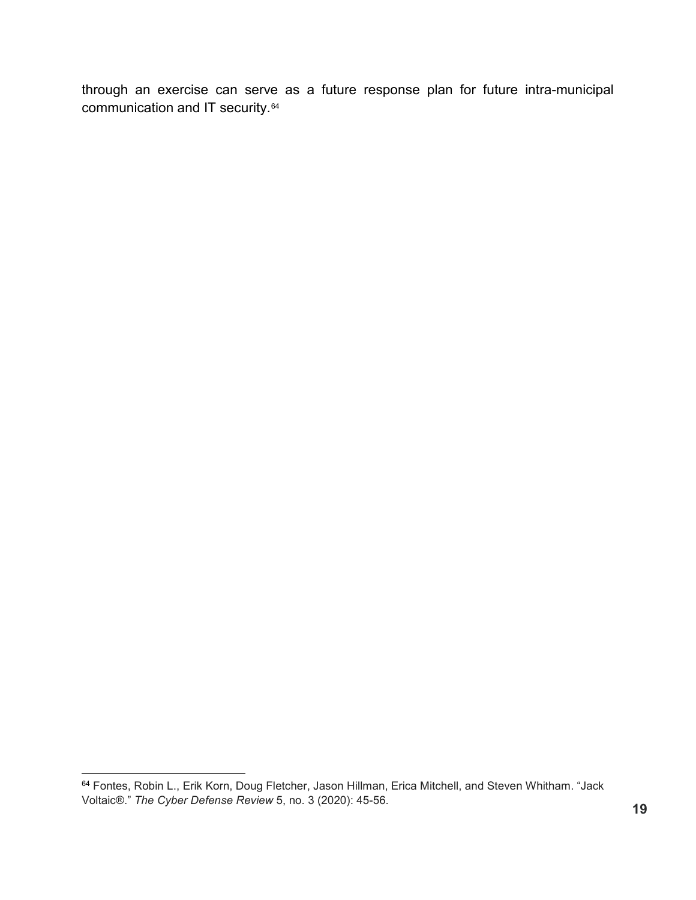through an exercise can serve as a future response plan for future intra-municipal communication and IT security.[64]

---

[64] Fontes, Robin L., Erik Korn, Doug Fletcher, Jason Hillman, Erica Mitchell, and Steven Whitham. "Jack Voltaic®." *The Cyber Defense Review* 5, no. 3 (2020): 45-56.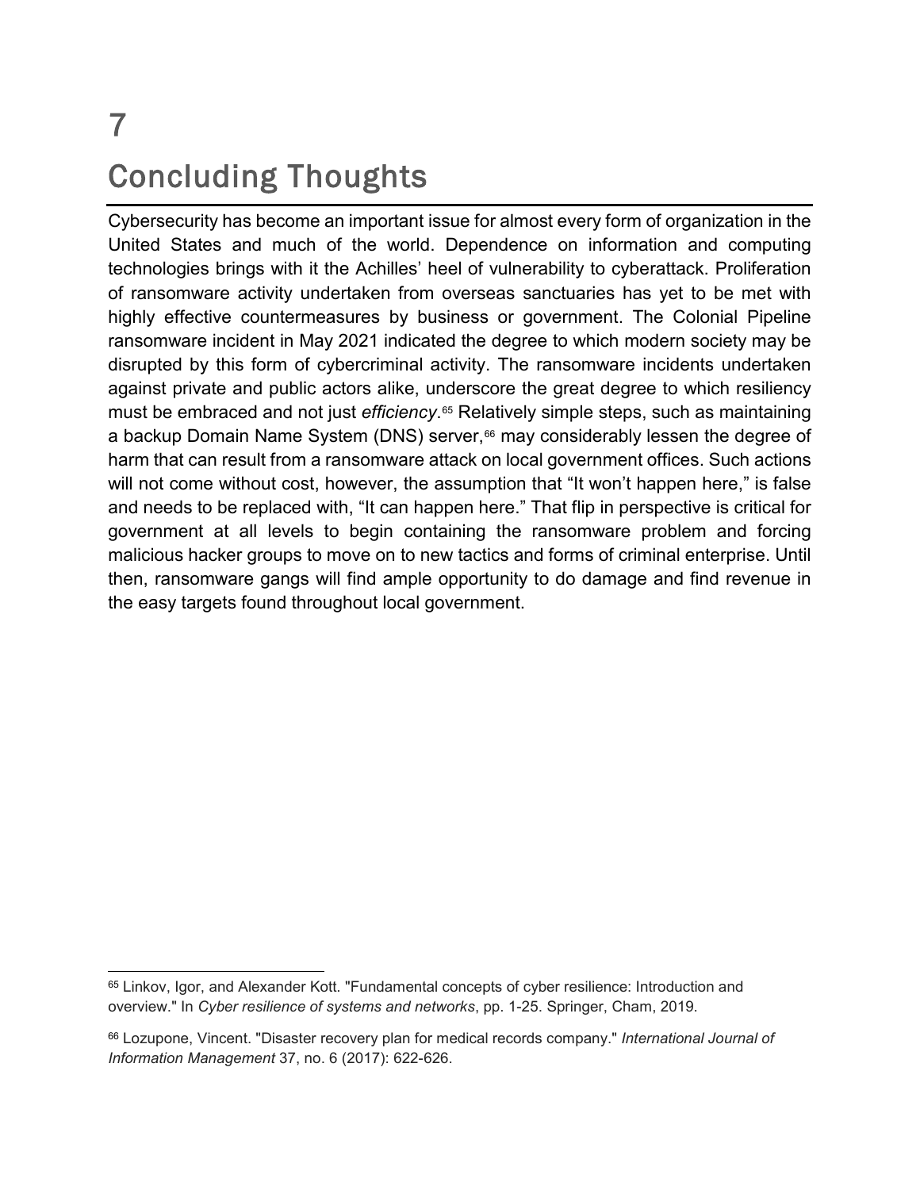# 7

# Concluding Thoughts

Cybersecurity has become an important issue for almost every form of organization in the United States and much of the world. Dependence on information and computing technologies brings with it the Achilles' heel of vulnerability to cyberattack. Proliferation of ransomware activity undertaken from overseas sanctuaries has yet to be met with highly effective countermeasures by business or government. The Colonial Pipeline ransomware incident in May 2021 indicated the degree to which modern society may be disrupted by this form of cybercriminal activity. The ransomware incidents undertaken against private and public actors alike, underscore the great degree to which resiliency must be embraced and not just *efficiency*.[65] Relatively simple steps, such as maintaining a backup Domain Name System (DNS) server,[66] may considerably lessen the degree of harm that can result from a ransomware attack on local government offices. Such actions will not come without cost, however, the assumption that "It won't happen here," is false and needs to be replaced with, "It can happen here." That flip in perspective is critical for government at all levels to begin containing the ransomware problem and forcing malicious hacker groups to move on to new tactics and forms of criminal enterprise. Until then, ransomware gangs will find ample opportunity to do damage and find revenue in the easy targets found throughout local government.

---

[65] Linkov, Igor, and Alexander Kott. "Fundamental concepts of cyber resilience: Introduction and overview." In *Cyber resilience of systems and networks*, pp. 1-25. Springer, Cham, 2019.

[66] Lozupone, Vincent. "Disaster recovery plan for medical records company." *International Journal of Information Management* 37, no. 6 (2017): 622-626.